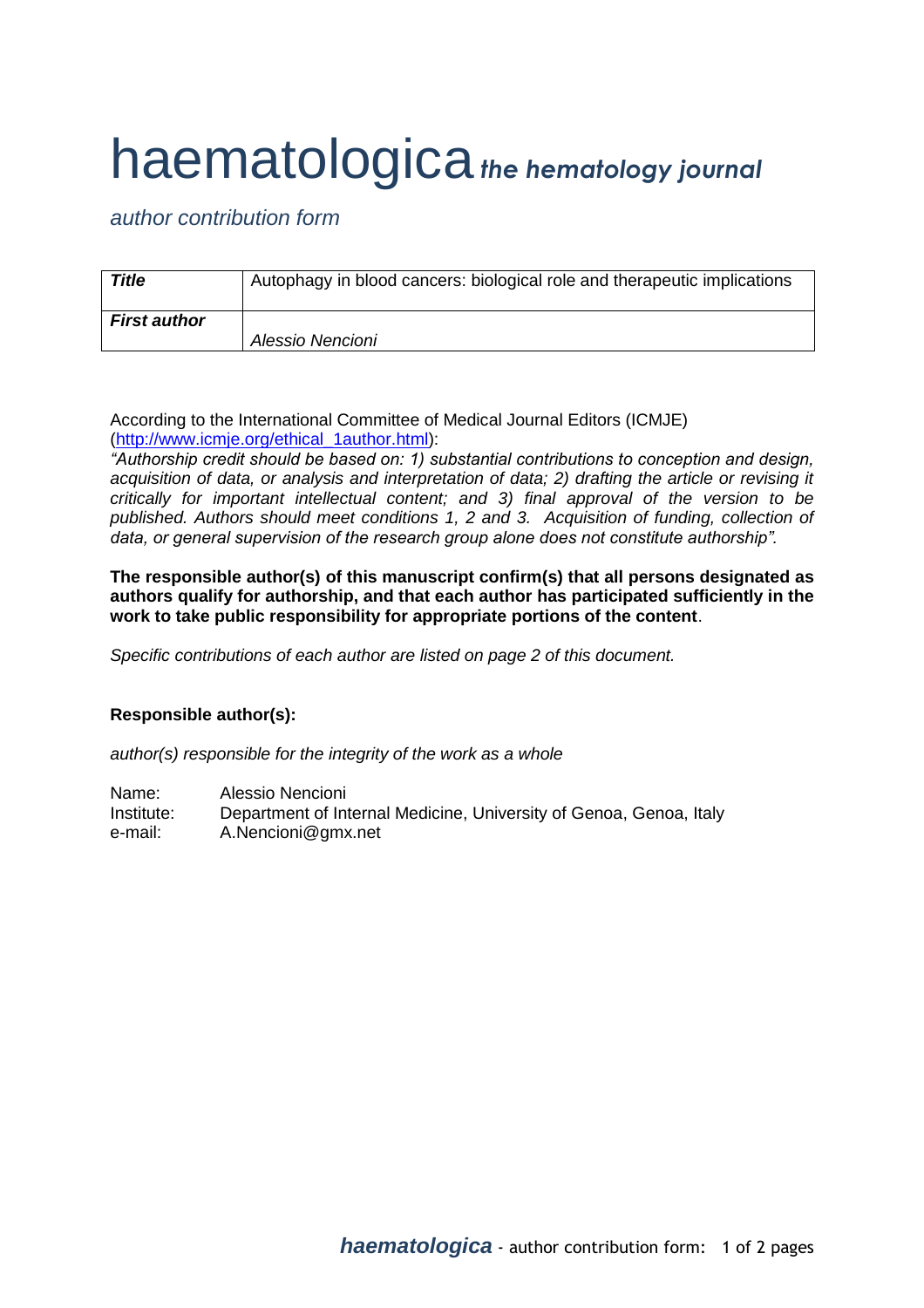# haematologica *the hematology journal*

*author contribution form*

| ***Title*** | Autophagy in blood cancers: biological role and therapeutic implications |
| --- | --- |
| ***First author*** | *Alessio Nencioni* |

According to the International Committee of Medical Journal Editors (ICMJE) (http://www.icmje.org/ethical_1author.html):

*"Authorship credit should be based on: 1) substantial contributions to conception and design, acquisition of data, or analysis and interpretation of data; 2) drafting the article or revising it critically for important intellectual content; and 3) final approval of the version to be published. Authors should meet conditions 1, 2 and 3. Acquisition of funding, collection of data, or general supervision of the research group alone does not constitute authorship".*

**The responsible author(s) of this manuscript confirm(s) that all persons designated as authors qualify for authorship, and that each author has participated sufficiently in the work to take public responsibility for appropriate portions of the content**.

*Specific contributions of each author are listed on page 2 of this document.*

**Responsible author(s):**

*author(s) responsible for the integrity of the work as a whole*

Name: Alessio Nencioni
Institute: Department of Internal Medicine, University of Genoa, Genoa, Italy
e-mail: A.Nencioni@gmx.net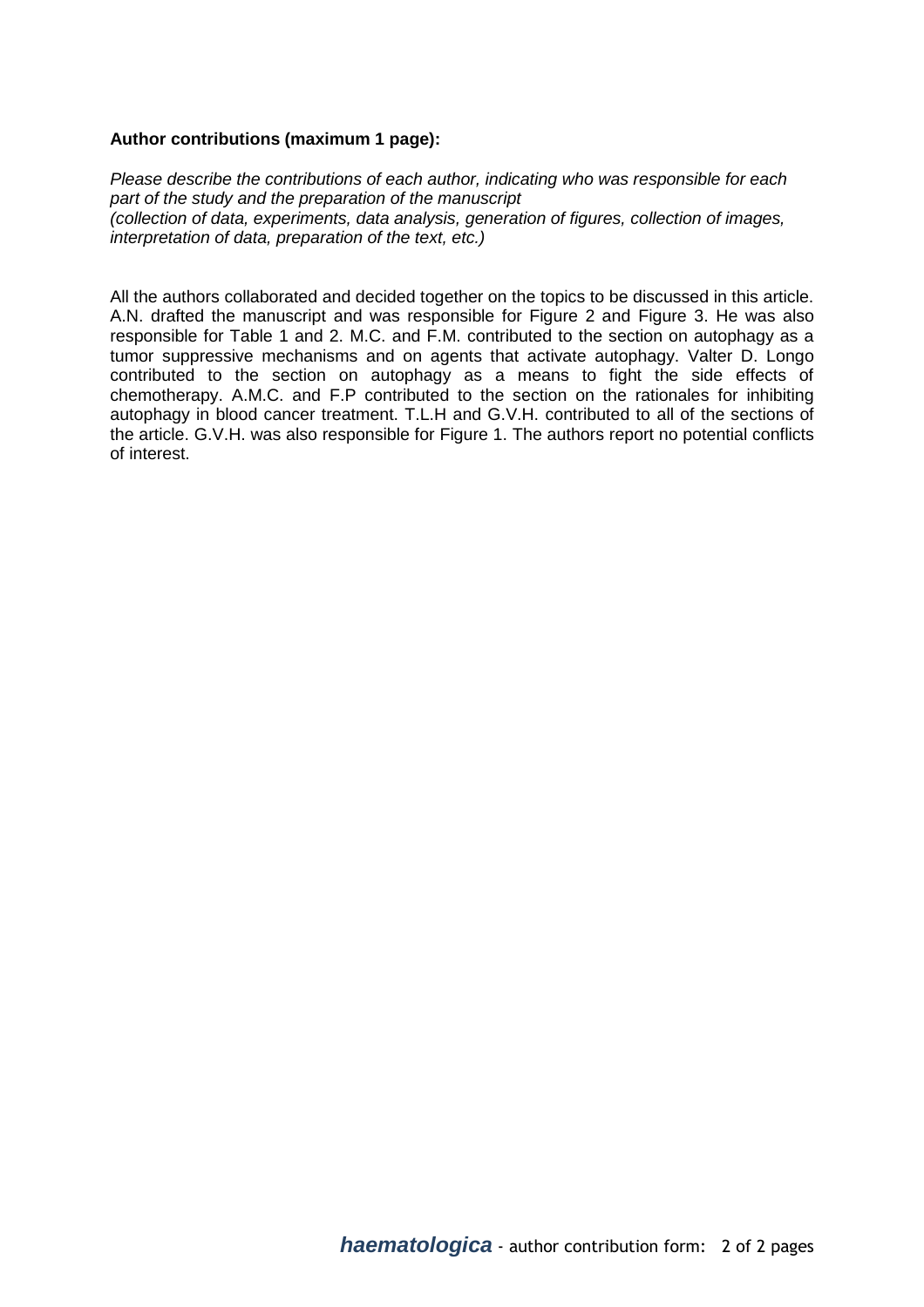**Author contributions (maximum 1 page):**

*Please describe the contributions of each author, indicating who was responsible for each part of the study and the preparation of the manuscript (collection of data, experiments, data analysis, generation of figures, collection of images, interpretation of data, preparation of the text, etc.)*

All the authors collaborated and decided together on the topics to be discussed in this article. A.N. drafted the manuscript and was responsible for Figure 2 and Figure 3. He was also responsible for Table 1 and 2. M.C. and F.M. contributed to the section on autophagy as a tumor suppressive mechanisms and on agents that activate autophagy. Valter D. Longo contributed to the section on autophagy as a means to fight the side effects of chemotherapy. A.M.C. and F.P contributed to the section on the rationales for inhibiting autophagy in blood cancer treatment. T.L.H and G.V.H. contributed to all of the sections of the article. G.V.H. was also responsible for Figure 1. The authors report no potential conflicts of interest.